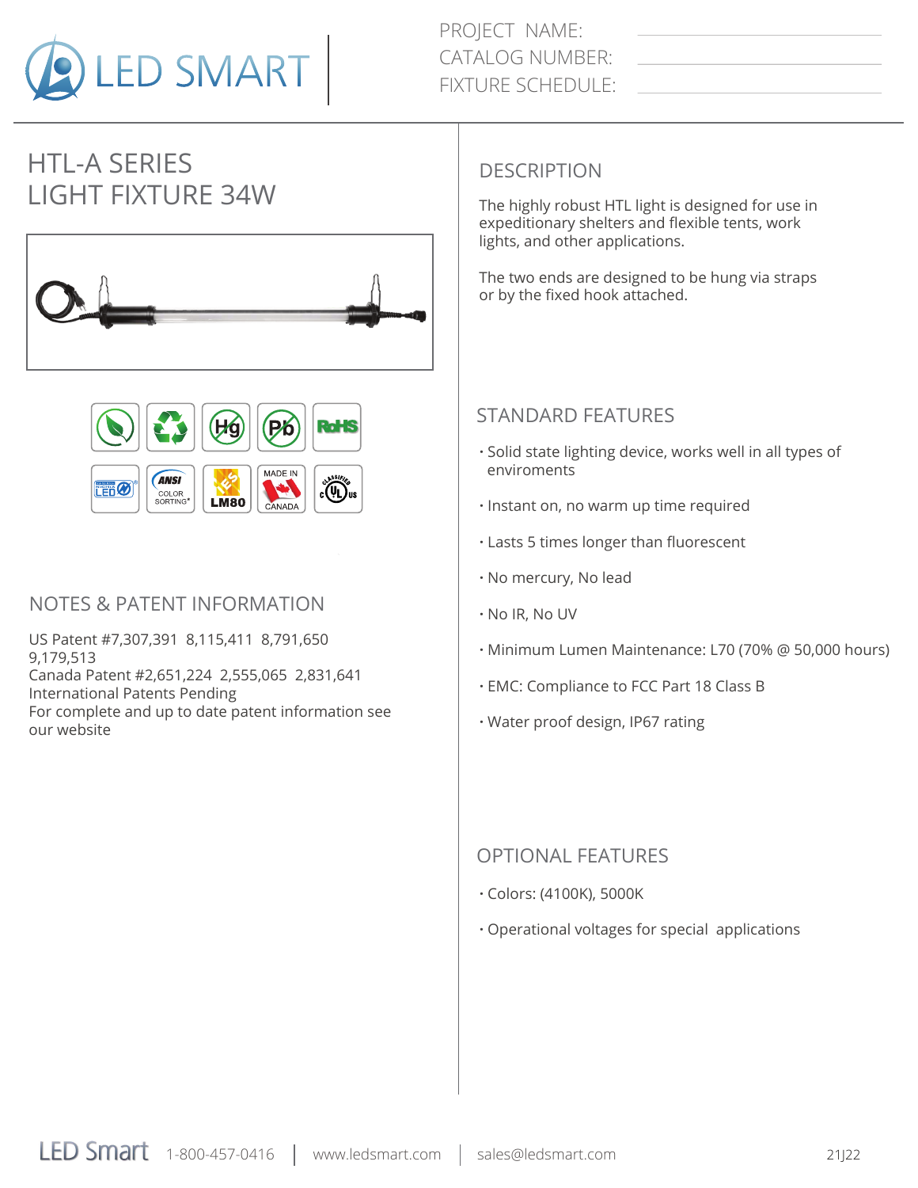LED SMART

PROJECT NAME:
CATALOG NUMBER:
FIXTURE SCHEDULE:

# HTL-A SERIES
# LIGHT FIXTURE 34W

## NOTES & PATENT INFORMATION

US Patent #7,307,391 8,115,411 8,791,650 9,179,513
Canada Patent #2,651,224 2,555,065 2,831,641
International Patents Pending
For complete and up to date patent information see our website

## DESCRIPTION

The highly robust HTL light is designed for use in expeditionary shelters and flexible tents, work lights, and other applications.

The two ends are designed to be hung via straps or by the fixed hook attached.

## STANDARD FEATURES

- Solid state lighting device, works well in all types of enviroments
- Instant on, no warm up time required
- Lasts 5 times longer than fluorescent
- No mercury, No lead
- No IR, No UV
- Minimum Lumen Maintenance: L70 (70% @ 50,000 hours)
- EMC: Compliance to FCC Part 18 Class B
- Water proof design, IP67 rating

## OPTIONAL FEATURES

- Colors: (4100K), 5000K
- Operational voltages for special applications

LED Smart 1-800-457-0416 | www.ledsmart.com | sales@ledsmart.com 21J22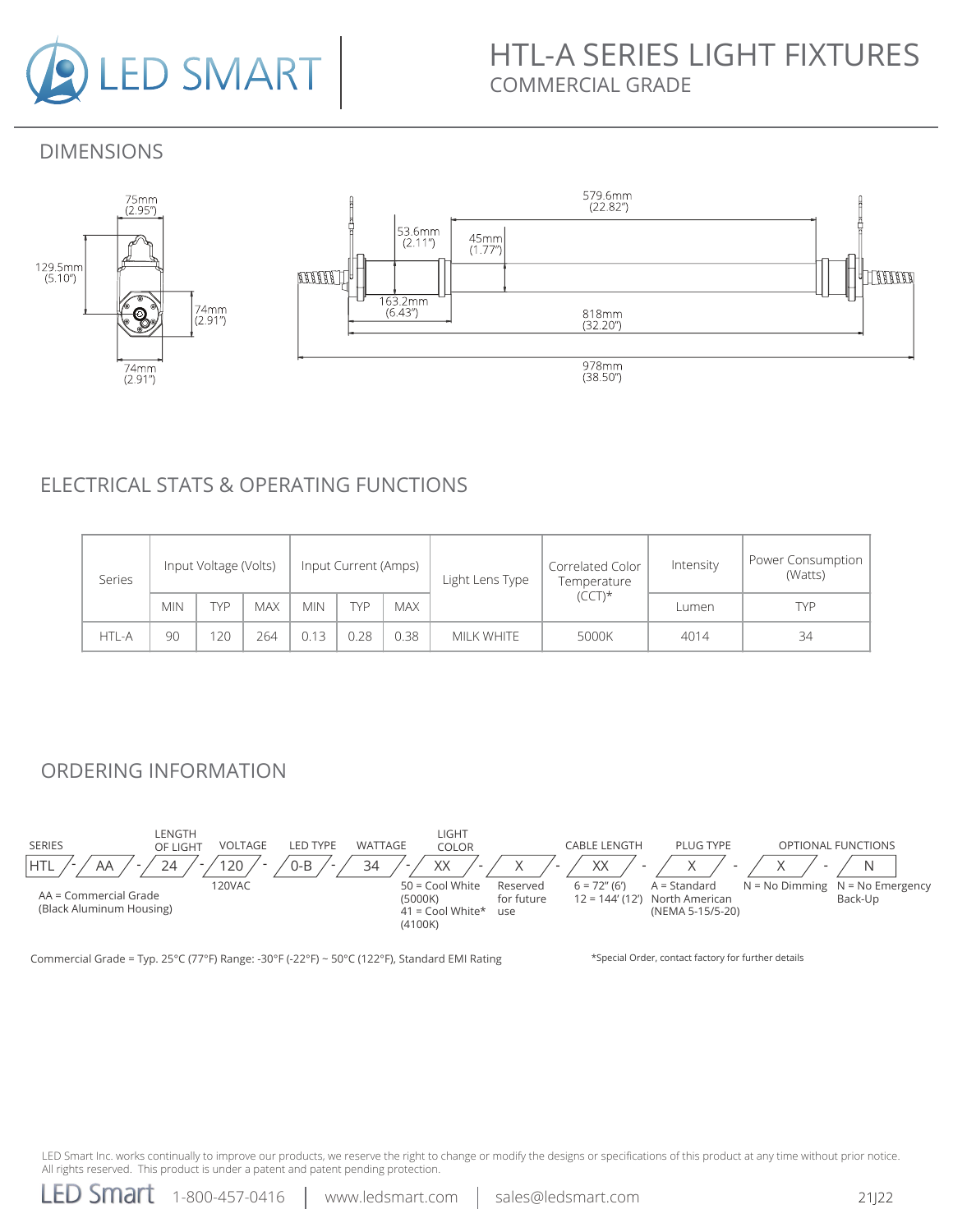# HTL-A SERIES LIGHT FIXTURES

COMMERCIAL GRADE

## DIMENSIONS

75mm (2.95")

129.5mm (5.10")

74mm (2.91")

74mm (2.91")

579.6mm (22.82")

53.6mm (2.11")

45mm (1.77")

163.2mm (6.43")

818mm (32.20")

978mm (38.50")

## ELECTRICAL STATS & OPERATING FUNCTIONS

| Series | Input Voltage (Volts) | | | Input Current (Amps) | | | Light Lens Type | Correlated Color Temperature (CCT)* | Intensity | Power Consumption (Watts) |
|---|---|---|---|---|---|---|---|---|---|---|
| | MIN | TYP | MAX | MIN | TYP | MAX | | | Lumen | TYP |
| HTL-A | 90 | 120 | 264 | 0.13 | 0.28 | 0.38 | MILK WHITE | 5000K | 4014 | 34 |

## ORDERING INFORMATION

| SERIES | | LENGTH OF LIGHT | VOLTAGE | LED TYPE | WATTAGE | LIGHT COLOR | | CABLE LENGTH | PLUG TYPE | OPTIONAL FUNCTIONS | |
|---|---|---|---|---|---|---|---|---|---|---|---|
| HTL | AA | 24 | 120 | 0-B | 34 | XX | X | XX | X | X | N |
| | AA = Commercial Grade (Black Aluminum Housing) | | 120VAC | | | 50 = Cool White (5000K)<br>41 = Cool White* (4100K) | Reserved for future use | 6 = 72" (6')<br>12 = 144' (12') | A = Standard North American (NEMA 5-15/5-20) | N = No Dimming | N = No Emergency Back-Up |

Commercial Grade = Typ. 25°C (77°F) Range: -30°F (-22°F) ~ 50°C (122°F), Standard EMI Rating

*Special Order, contact factory for further details

LED Smart Inc. works continually to improve our products, we reserve the right to change or modify the designs or specifications of this product at any time without prior notice. All rights reserved. This product is under a patent and patent pending protection.

LED Smart 1-800-457-0416 | www.ledsmart.com | sales@ledsmart.com 21J22